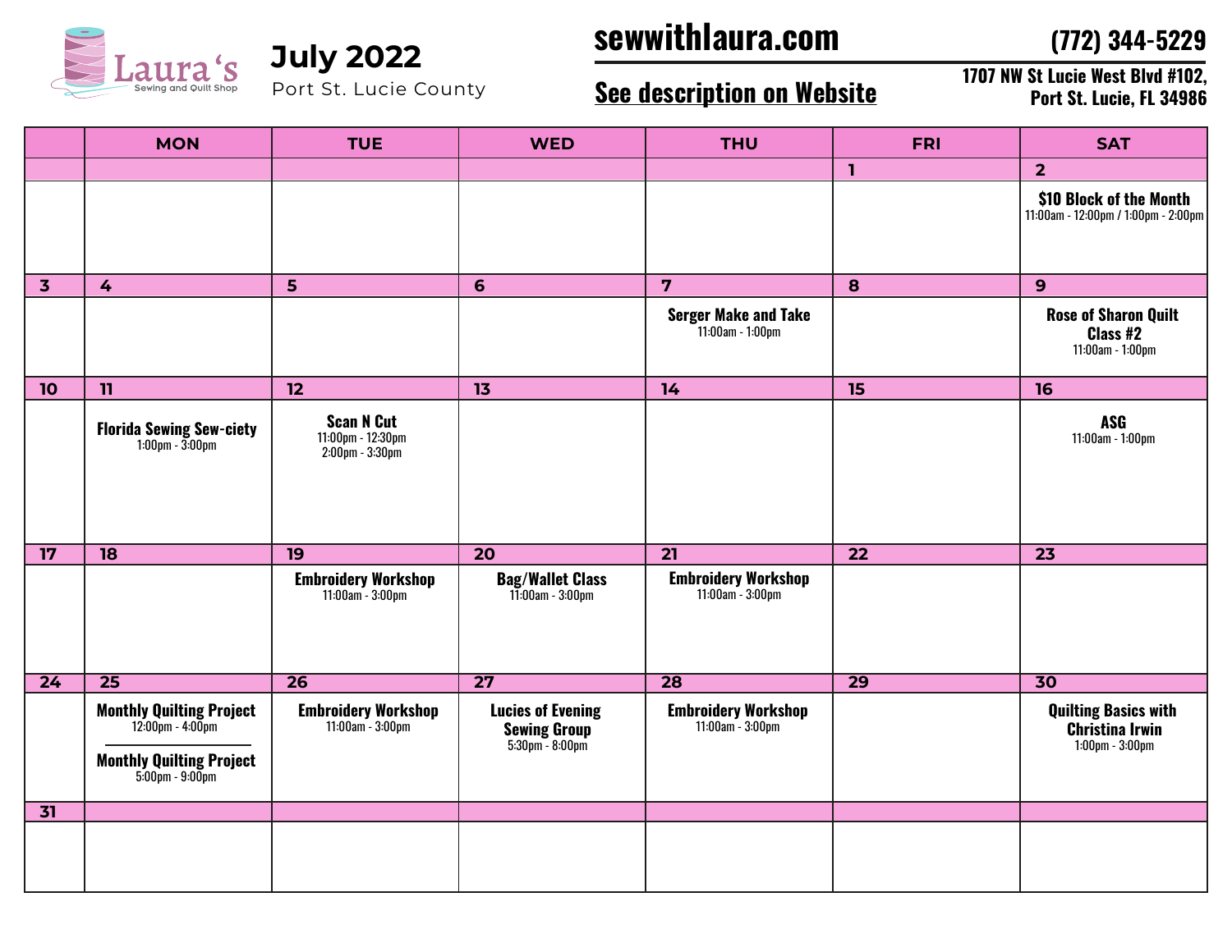# Laura's Sewing and Quilt Shop

## July 2022

Port St. Lucie County

**sewwithlaura.com**

**(772) 344-5229**

**See description on Website**

**1707 NW St Lucie West Blvd #102, Port St. Lucie, FL 34986**

| | MON | TUE | WED | THU | FRI | SAT |
|---|---|---|---|---|---|---|
| | | | | | 1 | 2 |
| | | | | | | **$10 Block of the Month** 11:00am - 12:00pm / 1:00pm - 2:00pm |
| 3 | 4 | 5 | 6 | 7 | 8 | 9 |
| | | | | **Serger Make and Take** 11:00am - 1:00pm | | **Rose of Sharon Quilt Class #2** 11:00am - 1:00pm |
| 10 | 11 | 12 | 13 | 14 | 15 | 16 |
| | **Florida Sewing Sew-ciety** 1:00pm - 3:00pm | **Scan N Cut** 11:00pm - 12:30pm 2:00pm - 3:30pm | | | | **ASG** 11:00am - 1:00pm |
| 17 | 18 | 19 | 20 | 21 | 22 | 23 |
| | | **Embroidery Workshop** 11:00am - 3:00pm | **Bag/Wallet Class** 11:00am - 3:00pm | **Embroidery Workshop** 11:00am - 3:00pm | | |
| 24 | 25 | 26 | 27 | 28 | 29 | 30 |
| | **Monthly Quilting Project** 12:00pm - 4:00pm<br>**Monthly Quilting Project** 5:00pm - 9:00pm | **Embroidery Workshop** 11:00am - 3:00pm | **Lucies of Evening Sewing Group** 5:30pm - 8:00pm | **Embroidery Workshop** 11:00am - 3:00pm | | **Quilting Basics with Christina Irwin** 1:00pm - 3:00pm |
| 31 | | | | | | |
| | | | | | | |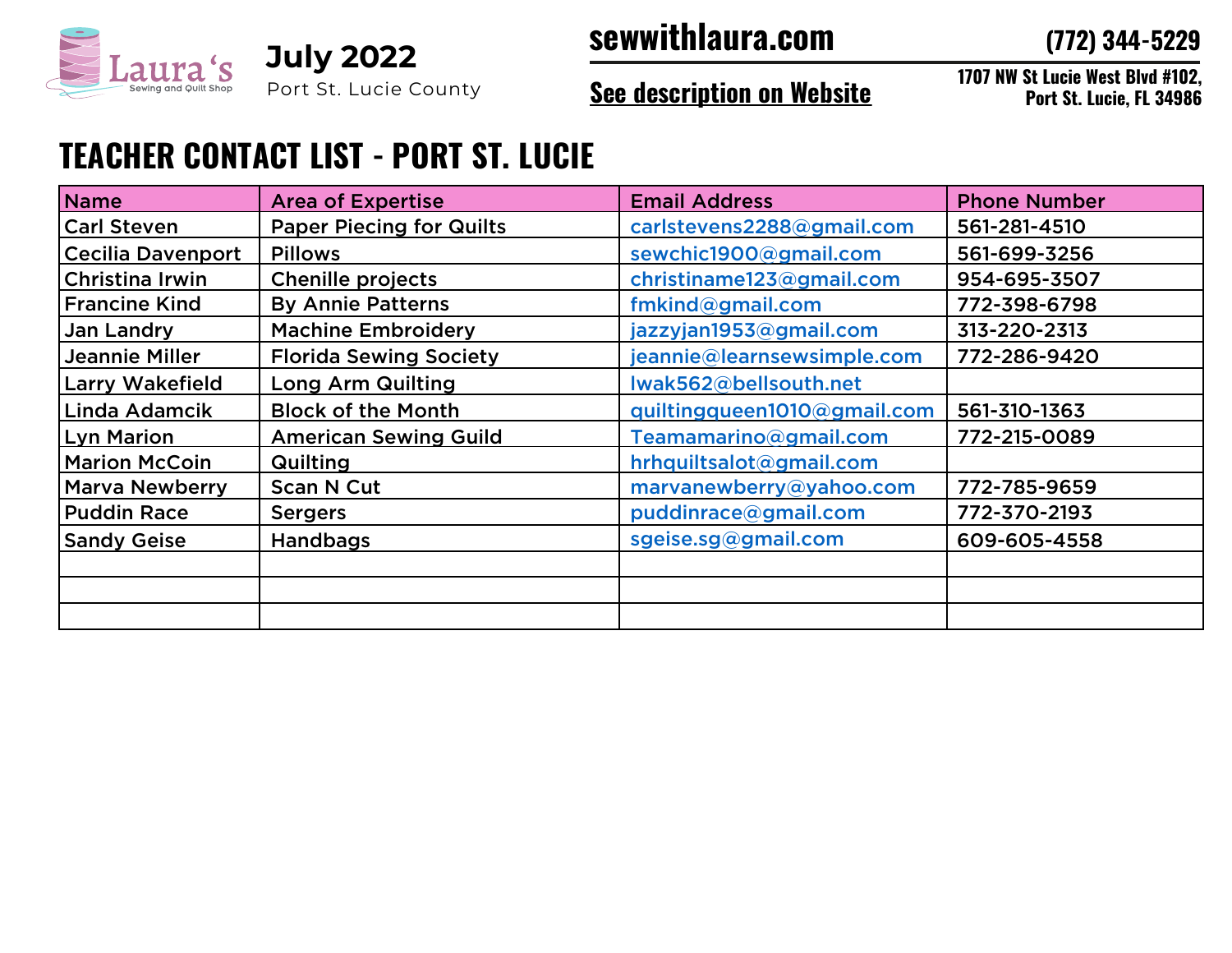Laura's Sewing and Quilt Shop

**July 2022**
Port St. Lucie County

**sewwithlaura.com**

**See description on Website**

**(772) 344-5229**

**1707 NW St Lucie West Blvd #102, Port St. Lucie, FL 34986**

# TEACHER CONTACT LIST - PORT ST. LUCIE

| Name | Area of Expertise | Email Address | Phone Number |
|---|---|---|---|
| Carl Steven | Paper Piecing for Quilts | carlstevens2288@gmail.com | 561-281-4510 |
| Cecilia Davenport | Pillows | sewchic1900@gmail.com | 561-699-3256 |
| Christina Irwin | Chenille projects | christiname123@gmail.com | 954-695-3507 |
| Francine Kind | By Annie Patterns | fmkind@gmail.com | 772-398-6798 |
| Jan Landry | Machine Embroidery | jazzyjan1953@gmail.com | 313-220-2313 |
| Jeannie Miller | Florida Sewing Society | jeannie@learnsewsimple.com | 772-286-9420 |
| Larry Wakefield | Long Arm Quilting | lwak562@bellsouth.net | |
| Linda Adamcik | Block of the Month | quiltingqueen1010@gmail.com | 561-310-1363 |
| Lyn Marion | American Sewing Guild | Teamamarino@gmail.com | 772-215-0089 |
| Marion McCoin | Quilting | hrhquiltsalot@gmail.com | |
| Marva Newberry | Scan N Cut | marvanewberry@yahoo.com | 772-785-9659 |
| Puddin Race | Sergers | puddinrace@gmail.com | 772-370-2193 |
| Sandy Geise | Handbags | sgeise.sg@gmail.com | 609-605-4558 |
| | | | |
| | | | |
| | | | |